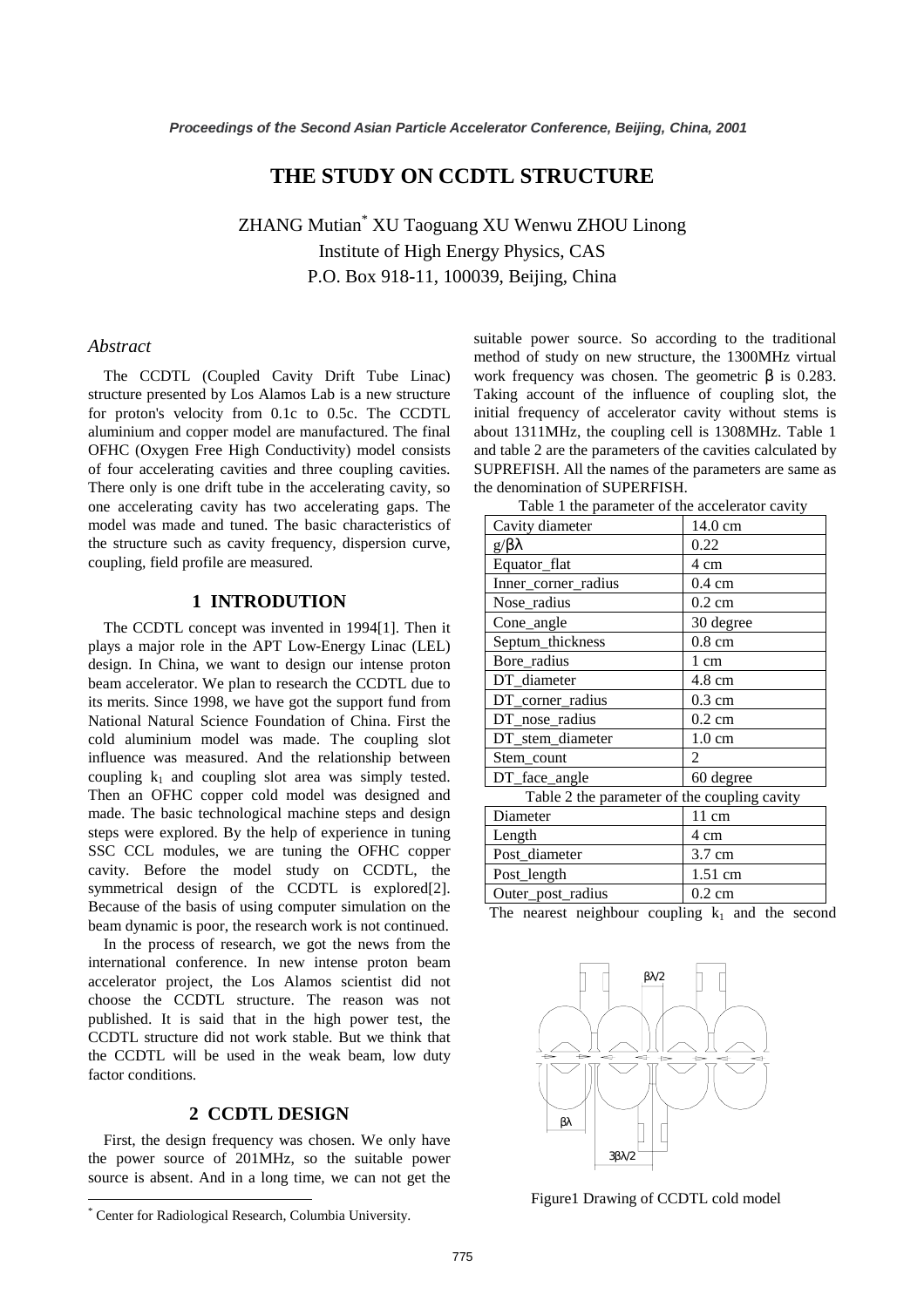# THE STUDY ON CCDTL STRUCTURE

ZHANG Mutian[*] XU Taoguang XU Wenwu ZHOU Linong
Institute of High Energy Physics, CAS
P.O. Box 918-11, 100039, Beijing, China

### *Abstract*

The CCDTL (Coupled Cavity Drift Tube Linac) structure presented by Los Alamos Lab is a new structure for proton's velocity from 0.1c to 0.5c. The CCDTL aluminium and copper model are manufactured. The final OFHC (Oxygen Free High Conductivity) model consists of four accelerating cavities and three coupling cavities. There only is one drift tube in the accelerating cavity, so one accelerating cavity has two accelerating gaps. The model was made and tuned. The basic characteristics of the structure such as cavity frequency, dispersion curve, coupling, field profile are measured.

## 1 INTRODUTION

The CCDTL concept was invented in 1994[1]. Then it plays a major role in the APT Low-Energy Linac (LEL) design. In China, we want to design our intense proton beam accelerator. We plan to research the CCDTL due to its merits. Since 1998, we have got the support fund from National Natural Science Foundation of China. First the cold aluminium model was made. The coupling slot influence was measured. And the relationship between coupling $k_1$ and coupling slot area was simply tested. Then an OFHC copper cold model was designed and made. The basic technological machine steps and design steps were explored. By the help of experience in tuning SSC CCL modules, we are tuning the OFHC copper cavity. Before the model study on CCDTL, the symmetrical design of the CCDTL is explored[2]. Because of the basis of using computer simulation on the beam dynamic is poor, the research work is not continued.

In the process of research, we got the news from the international conference. In new intense proton beam accelerator project, the Los Alamos scientist did not choose the CCDTL structure. The reason was not published. It is said that in the high power test, the CCDTL structure did not work stable. But we think that the CCDTL will be used in the weak beam, low duty factor conditions.

## 2 CCDTL DESIGN

First, the design frequency was chosen. We only have the power source of 201MHz, so the suitable power source is absent. And in a long time, we can not get the suitable power source. So according to the traditional method of study on new structure, the 1300MHz virtual work frequency was chosen. The geometric $\beta$ is 0.283. Taking account of the influence of coupling slot, the initial frequency of accelerator cavity without stems is about 1311MHz, the coupling cell is 1308MHz. Table 1 and table 2 are the parameters of the cavities calculated by SUPREFISH. All the names of the parameters are same as the denomination of SUPERFISH.

Table 1 the parameter of the accelerator cavity

| Cavity diameter | 14.0 cm |
|---|---|
| $g/\beta\lambda$ | 0.22 |
| Equator_flat | 4 cm |
| Inner_corner_radius | 0.4 cm |
| Nose_radius | 0.2 cm |
| Cone_angle | 30 degree |
| Septum_thickness | 0.8 cm |
| Bore_radius | 1 cm |
| DT_diameter | 4.8 cm |
| DT_corner_radius | 0.3 cm |
| DT_nose_radius | 0.2 cm |
| DT_stem_diameter | 1.0 cm |
| Stem_count | 2 |
| DT_face_angle | 60 degree |

Table 2 the parameter of the coupling cavity

| Diameter | 11 cm |
|---|---|
| Length | 4 cm |
| Post_diameter | 3.7 cm |
| Post_length | 1.51 cm |
| Outer_post_radius | 0.2 cm |

The nearest neighbour coupling $k_1$ and the second

Figure1 Drawing of CCDTL cold model

[*] Center for Radiological Research, Columbia University.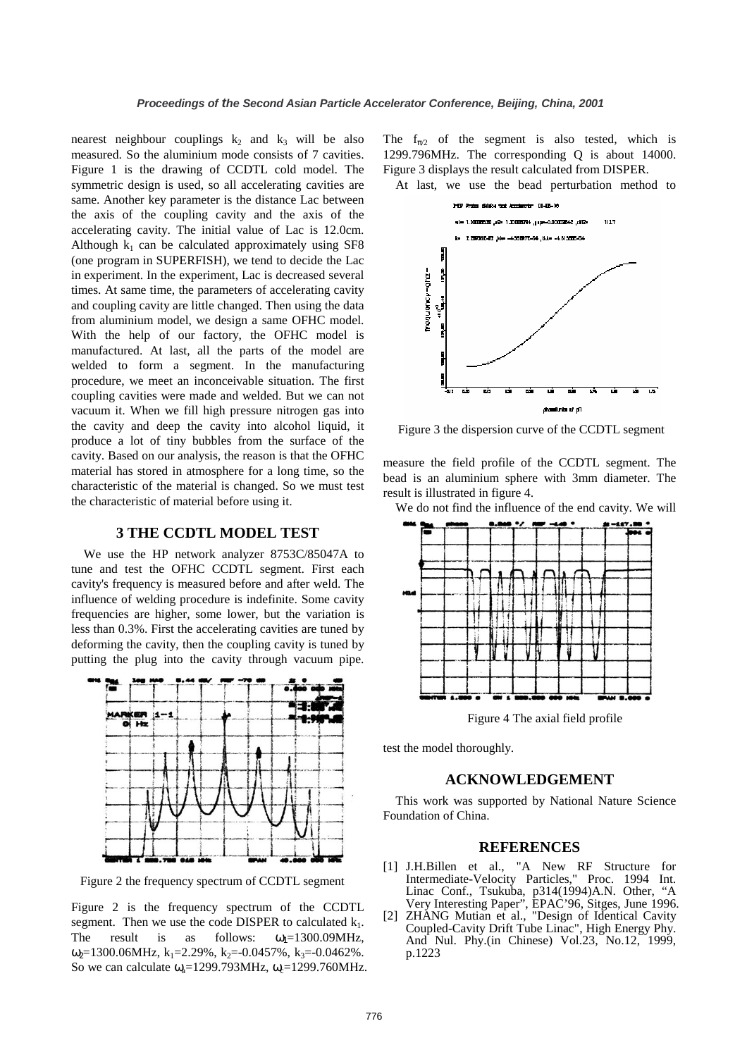nearest neighbour couplings $k_2$ and $k_3$ will be also measured. So the aluminium mode consists of 7 cavities. Figure 1 is the drawing of CCDTL cold model. The symmetric design is used, so all accelerating cavities are same. Another key parameter is the distance Lac between the axis of the coupling cavity and the axis of the accelerating cavity. The initial value of Lac is 12.0cm. Although $k_1$ can be calculated approximately using SF8 (one program in SUPERFISH), we tend to decide the Lac in experiment. In the experiment, Lac is decreased several times. At same time, the parameters of accelerating cavity and coupling cavity are little changed. Then using the data from aluminium model, we design a same OFHC model. With the help of our factory, the OFHC model is manufactured. At last, all the parts of the model are welded to form a segment. In the manufacturing procedure, we meet an inconceivable situation. The first coupling cavities were made and welded. But we can not vacuum it. When we fill high pressure nitrogen gas into the cavity and deep the cavity into alcohol liquid, it produce a lot of tiny bubbles from the surface of the cavity. Based on our analysis, the reason is that the OFHC material has stored in atmosphere for a long time, so the characteristic of the material is changed. So we must test the characteristic of material before using it.

## 3 THE CCDTL MODEL TEST

We use the HP network analyzer 8753C/85047A to tune and test the OFHC CCDTL segment. First each cavity's frequency is measured before and after weld. The influence of welding procedure is indefinite. Some cavity frequencies are higher, some lower, but the variation is less than 0.3%. First the accelerating cavities are tuned by deforming the cavity, then the coupling cavity is tuned by putting the plug into the cavity through vacuum pipe.

MARKER 1-1
0 Hz
CENTER 1 299.750 015 MHz SPAN 40.000 000 MHz

Figure 2 the frequency spectrum of CCDTL segment

Figure 2 is the frequency spectrum of the CCDTL segment. Then we use the code DISPER to calculated $k_1$. The result is as follows: $\omega_1$=1300.09MHz, $\omega_2$=1300.06MHz, $k_1$=2.29%, $k_2$=-0.0457%, $k_3$=-0.0462%. So we can calculate $\omega_a$=1299.793MHz, $\omega_c$=1299.760MHz. The $f_{\pi/2}$ of the segment is also tested, which is 1299.796MHz. The corresponding Q is about 14000. Figure 3 displays the result calculated from DISPER.

At last, we use the bead perturbation method to

frequency -- GHz
phaseshift of pi

Figure 3 the dispersion curve of the CCDTL segment

measure the field profile of the CCDTL segment. The bead is an aluminium sphere with 3mm diameter. The result is illustrated in figure 4.

We do not find the influence of the end cavity. We will

Figure 4 The axial field profile

test the model thoroughly.

## ACKNOWLEDGEMENT

This work was supported by National Nature Science Foundation of China.

## REFERENCES

[1] J.H.Billen et al., "A New RF Structure for Intermediate-Velocity Particles," Proc. 1994 Int. Linac Conf., Tsukuba, p314(1994)A.N. Other, "A Very Interesting Paper", EPAC'96, Sitges, June 1996.

[2] ZHANG Mutian et al., "Design of Identical Cavity Coupled-Cavity Drift Tube Linac", High Energy Phy. And Nul. Phy.(in Chinese) Vol.23, No.12, 1999, p.1223